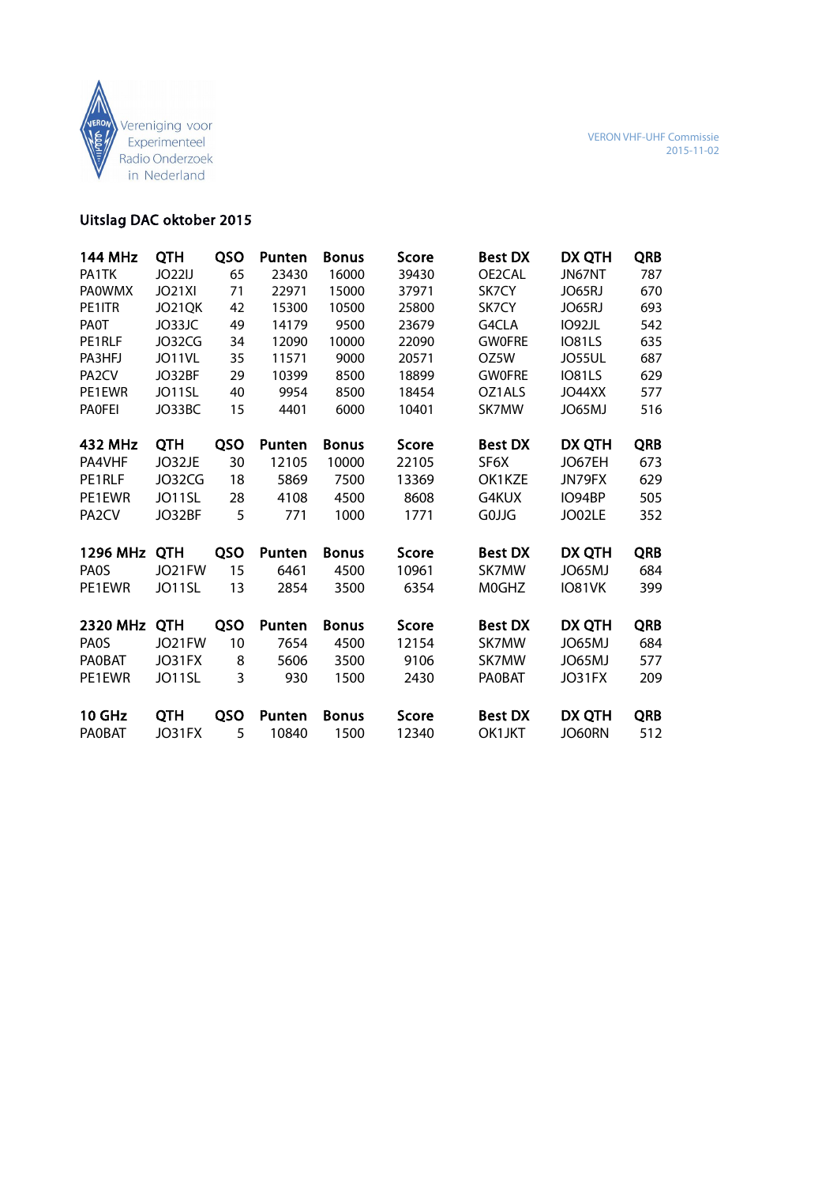Vereniging voor Experimenteel Radio Onderzoek in Nederland

VERON VHF-UHF Commissie
2015-11-02

## Uitslag DAC oktober 2015

| 144 MHz | QTH | QSO | Punten | Bonus | Score | Best DX | DX QTH | QRB |
|---|---|---|---|---|---|---|---|---|
| PA1TK | JO22IJ | 65 | 23430 | 16000 | 39430 | OE2CAL | JN67NT | 787 |
| PA0WMX | JO21XI | 71 | 22971 | 15000 | 37971 | SK7CY | JO65RJ | 670 |
| PE1ITR | JO21QK | 42 | 15300 | 10500 | 25800 | SK7CY | JO65RJ | 693 |
| PA0T | JO33JC | 49 | 14179 | 9500 | 23679 | G4CLA | IO92JL | 542 |
| PE1RLF | JO32CG | 34 | 12090 | 10000 | 22090 | GW0FRE | IO81LS | 635 |
| PA3HFJ | JO11VL | 35 | 11571 | 9000 | 20571 | OZ5W | JO55UL | 687 |
| PA2CV | JO32BF | 29 | 10399 | 8500 | 18899 | GW0FRE | IO81LS | 629 |
| PE1EWR | JO11SL | 40 | 9954 | 8500 | 18454 | OZ1ALS | JO44XX | 577 |
| PA0FEI | JO33BC | 15 | 4401 | 6000 | 10401 | SK7MW | JO65MJ | 516 |

| 432 MHz | QTH | QSO | Punten | Bonus | Score | Best DX | DX QTH | QRB |
|---|---|---|---|---|---|---|---|---|
| PA4VHF | JO32JE | 30 | 12105 | 10000 | 22105 | SF6X | JO67EH | 673 |
| PE1RLF | JO32CG | 18 | 5869 | 7500 | 13369 | OK1KZE | JN79FX | 629 |
| PE1EWR | JO11SL | 28 | 4108 | 4500 | 8608 | G4KUX | IO94BP | 505 |
| PA2CV | JO32BF | 5 | 771 | 1000 | 1771 | G0JJG | JO02LE | 352 |

| 1296 MHz | QTH | QSO | Punten | Bonus | Score | Best DX | DX QTH | QRB |
|---|---|---|---|---|---|---|---|---|
| PA0S | JO21FW | 15 | 6461 | 4500 | 10961 | SK7MW | JO65MJ | 684 |
| PE1EWR | JO11SL | 13 | 2854 | 3500 | 6354 | M0GHZ | IO81VK | 399 |

| 2320 MHz | QTH | QSO | Punten | Bonus | Score | Best DX | DX QTH | QRB |
|---|---|---|---|---|---|---|---|---|
| PA0S | JO21FW | 10 | 7654 | 4500 | 12154 | SK7MW | JO65MJ | 684 |
| PA0BAT | JO31FX | 8 | 5606 | 3500 | 9106 | SK7MW | JO65MJ | 577 |
| PE1EWR | JO11SL | 3 | 930 | 1500 | 2430 | PA0BAT | JO31FX | 209 |

| 10 GHz | QTH | QSO | Punten | Bonus | Score | Best DX | DX QTH | QRB |
|---|---|---|---|---|---|---|---|---|
| PA0BAT | JO31FX | 5 | 10840 | 1500 | 12340 | OK1JKT | JO60RN | 512 |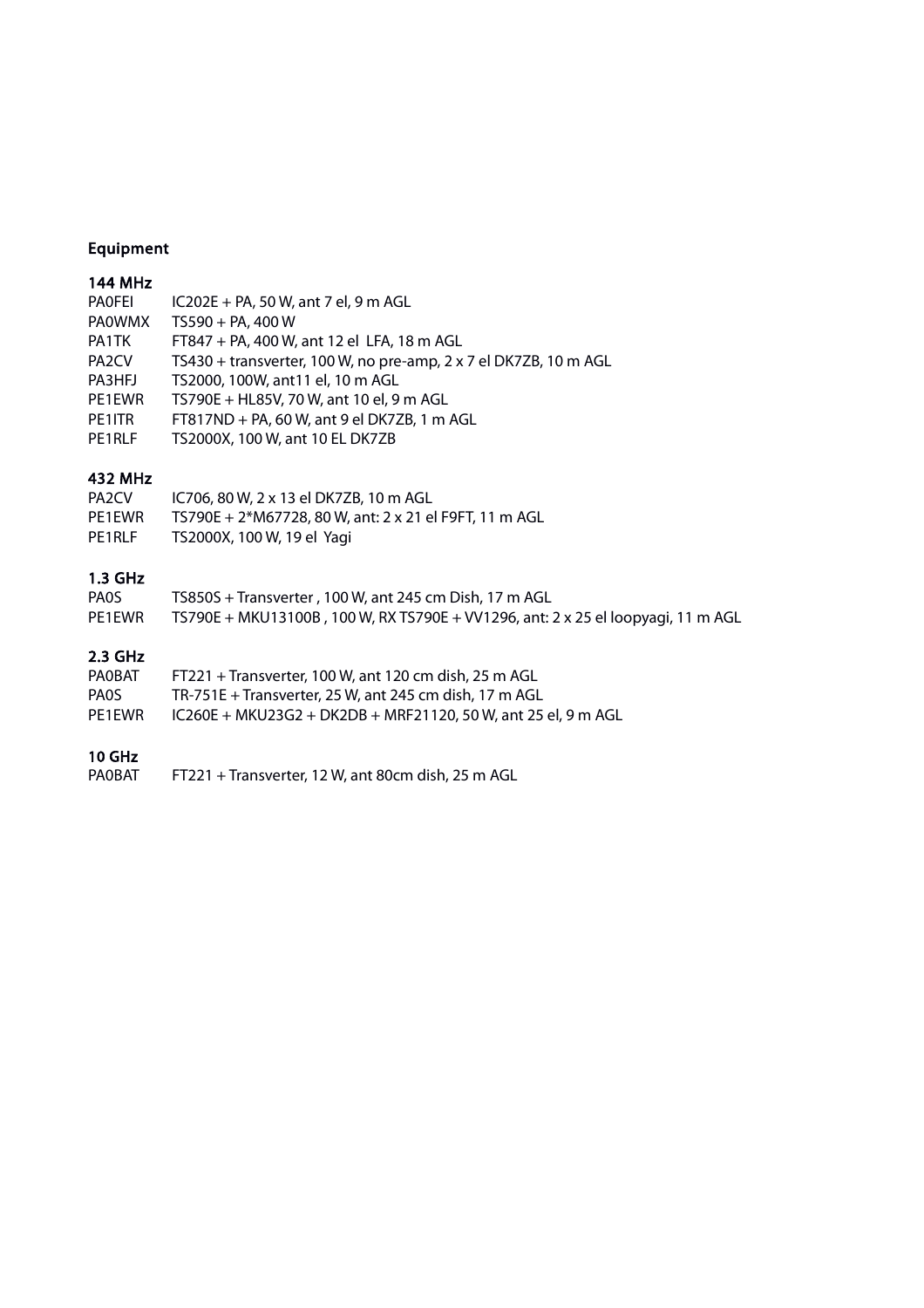## Equipment

### 144 MHz

| | |
|---|---|
| PA0FEI | IC202E + PA, 50 W, ant 7 el, 9 m AGL |
| PA0WMX | TS590 + PA, 400 W |
| PA1TK | FT847 + PA, 400 W, ant 12 el LFA, 18 m AGL |
| PA2CV | TS430 + transverter, 100 W, no pre-amp, 2 x 7 el DK7ZB, 10 m AGL |
| PA3HFJ | TS2000, 100W, ant11 el, 10 m AGL |
| PE1EWR | TS790E + HL85V, 70 W, ant 10 el, 9 m AGL |
| PE1ITR | FT817ND + PA, 60 W, ant 9 el DK7ZB, 1 m AGL |
| PE1RLF | TS2000X, 100 W, ant 10 EL DK7ZB |

### 432 MHz

| | |
|---|---|
| PA2CV | IC706, 80 W, 2 x 13 el DK7ZB, 10 m AGL |
| PE1EWR | TS790E + 2*M67728, 80 W, ant: 2 x 21 el F9FT, 11 m AGL |
| PE1RLF | TS2000X, 100 W, 19 el Yagi |

### 1.3 GHz

| | |
|---|---|
| PA0S | TS850S + Transverter , 100 W, ant 245 cm Dish, 17 m AGL |
| PE1EWR | TS790E + MKU13100B , 100 W, RX TS790E + VV1296, ant: 2 x 25 el loopyagi, 11 m AGL |

### 2.3 GHz

| | |
|---|---|
| PA0BAT | FT221 + Transverter, 100 W, ant 120 cm dish, 25 m AGL |
| PA0S | TR-751E + Transverter, 25 W, ant 245 cm dish, 17 m AGL |
| PE1EWR | IC260E + MKU23G2 + DK2DB + MRF21120, 50 W, ant 25 el, 9 m AGL |

### 10 GHz

| | |
|---|---|
| PA0BAT | FT221 + Transverter, 12 W, ant 80cm dish, 25 m AGL |